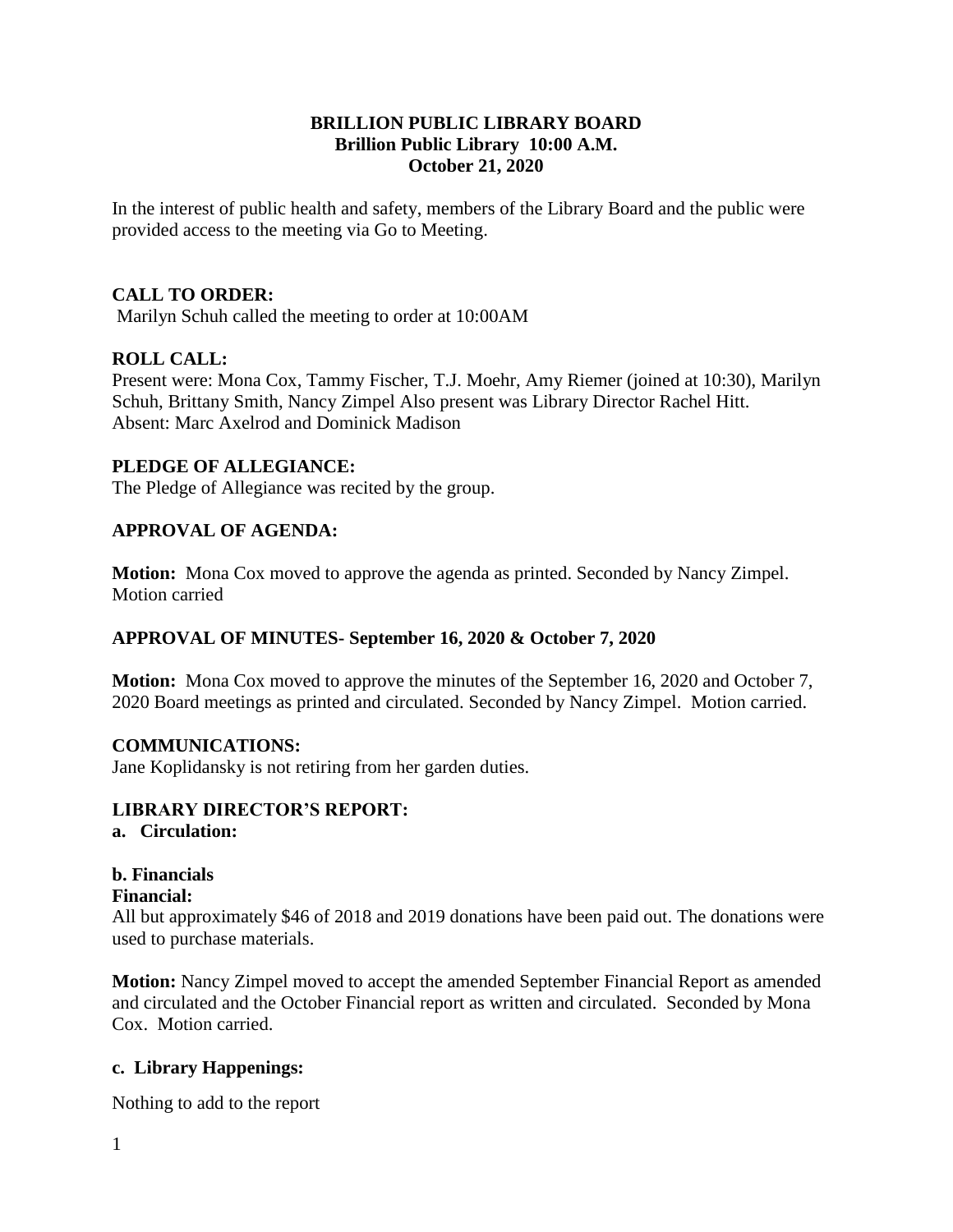# BRILLION PUBLIC LIBRARY BOARD
**Brillion Public Library 10:00 A.M.**
**October 21, 2020**

In the interest of public health and safety, members of the Library Board and the public were provided access to the meeting via Go to Meeting.

## CALL TO ORDER:

Marilyn Schuh called the meeting to order at 10:00AM

## ROLL CALL:

Present were: Mona Cox, Tammy Fischer, T.J. Moehr, Amy Riemer (joined at 10:30), Marilyn Schuh, Brittany Smith, Nancy Zimpel Also present was Library Director Rachel Hitt.
Absent: Marc Axelrod and Dominick Madison

## PLEDGE OF ALLEGIANCE:

The Pledge of Allegiance was recited by the group.

## APPROVAL OF AGENDA:

**Motion:** Mona Cox moved to approve the agenda as printed. Seconded by Nancy Zimpel. Motion carried

## APPROVAL OF MINUTES- September 16, 2020 & October 7, 2020

**Motion:** Mona Cox moved to approve the minutes of the September 16, 2020 and October 7, 2020 Board meetings as printed and circulated. Seconded by Nancy Zimpel. Motion carried.

## COMMUNICATIONS:

Jane Koplidansky is not retiring from her garden duties.

## LIBRARY DIRECTOR'S REPORT:

**a. Circulation:**

**b. Financials**

**Financial:**

All but approximately $46 of 2018 and 2019 donations have been paid out. The donations were used to purchase materials.

**Motion:** Nancy Zimpel moved to accept the amended September Financial Report as amended and circulated and the October Financial report as written and circulated. Seconded by Mona Cox. Motion carried.

**c. Library Happenings:**

Nothing to add to the report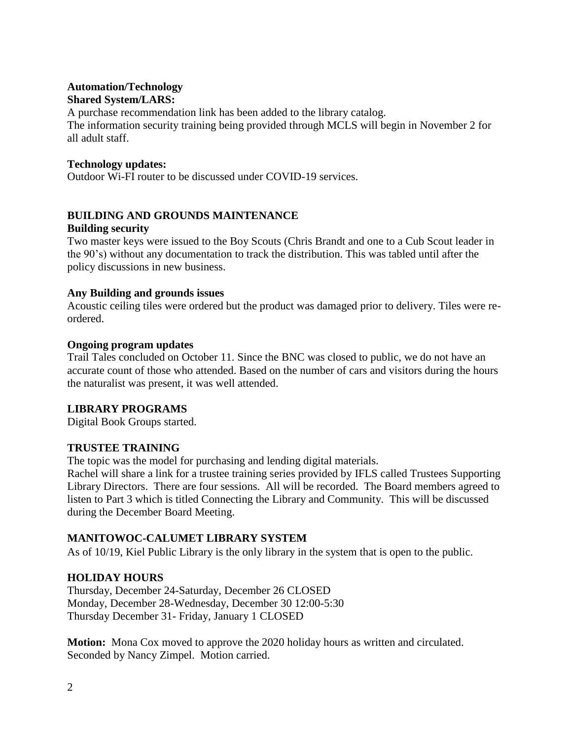**Automation/Technology**
**Shared System/LARS:**

A purchase recommendation link has been added to the library catalog.
The information security training being provided through MCLS will begin in November 2 for all adult staff.

**Technology updates:**

Outdoor Wi-FI router to be discussed under COVID-19 services.

## BUILDING AND GROUNDS MAINTENANCE

**Building security**

Two master keys were issued to the Boy Scouts (Chris Brandt and one to a Cub Scout leader in the 90's) without any documentation to track the distribution. This was tabled until after the policy discussions in new business.

**Any Building and grounds issues**

Acoustic ceiling tiles were ordered but the product was damaged prior to delivery. Tiles were re-ordered.

**Ongoing program updates**

Trail Tales concluded on October 11. Since the BNC was closed to public, we do not have an accurate count of those who attended. Based on the number of cars and visitors during the hours the naturalist was present, it was well attended.

## LIBRARY PROGRAMS

Digital Book Groups started.

## TRUSTEE TRAINING

The topic was the model for purchasing and lending digital materials.
Rachel will share a link for a trustee training series provided by IFLS called Trustees Supporting Library Directors. There are four sessions. All will be recorded. The Board members agreed to listen to Part 3 which is titled Connecting the Library and Community. This will be discussed during the December Board Meeting.

## MANITOWOC-CALUMET LIBRARY SYSTEM

As of 10/19, Kiel Public Library is the only library in the system that is open to the public.

## HOLIDAY HOURS

Thursday, December 24-Saturday, December 26 CLOSED
Monday, December 28-Wednesday, December 30 12:00-5:30
Thursday December 31- Friday, January 1 CLOSED

**Motion:** Mona Cox moved to approve the 2020 holiday hours as written and circulated. Seconded by Nancy Zimpel. Motion carried.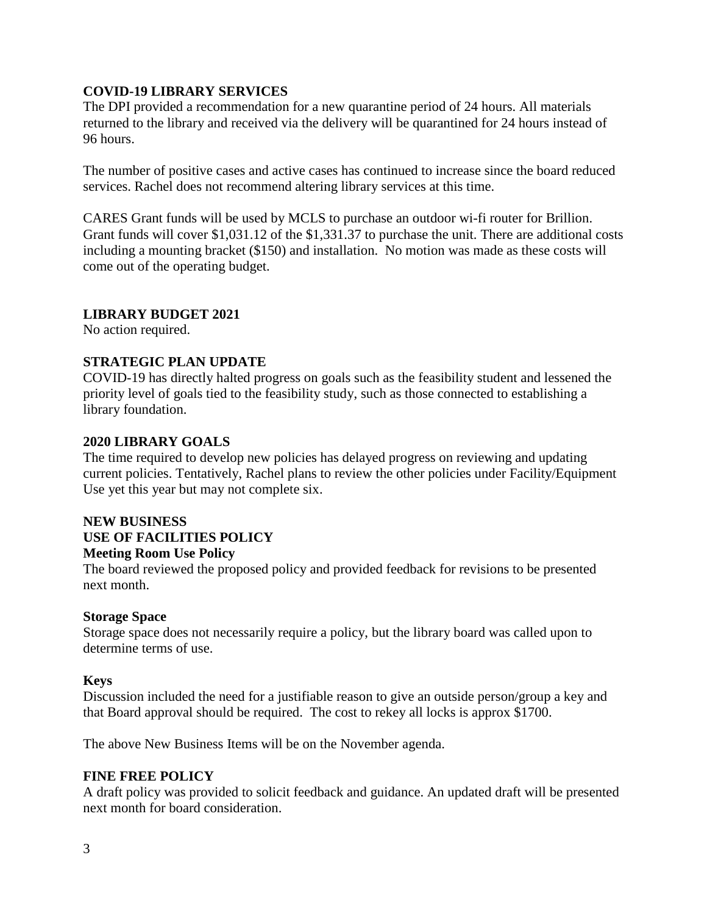**COVID-19 LIBRARY SERVICES**

The DPI provided a recommendation for a new quarantine period of 24 hours. All materials returned to the library and received via the delivery will be quarantined for 24 hours instead of 96 hours.

The number of positive cases and active cases has continued to increase since the board reduced services. Rachel does not recommend altering library services at this time.

CARES Grant funds will be used by MCLS to purchase an outdoor wi-fi router for Brillion. Grant funds will cover $1,031.12 of the $1,331.37 to purchase the unit. There are additional costs including a mounting bracket ($150) and installation. No motion was made as these costs will come out of the operating budget.

**LIBRARY BUDGET 2021**

No action required.

**STRATEGIC PLAN UPDATE**

COVID-19 has directly halted progress on goals such as the feasibility student and lessened the priority level of goals tied to the feasibility study, such as those connected to establishing a library foundation.

**2020 LIBRARY GOALS**

The time required to develop new policies has delayed progress on reviewing and updating current policies. Tentatively, Rachel plans to review the other policies under Facility/Equipment Use yet this year but may not complete six.

**NEW BUSINESS**

**USE OF FACILITIES POLICY**

**Meeting Room Use Policy**

The board reviewed the proposed policy and provided feedback for revisions to be presented next month.

**Storage Space**

Storage space does not necessarily require a policy, but the library board was called upon to determine terms of use.

**Keys**

Discussion included the need for a justifiable reason to give an outside person/group a key and that Board approval should be required. The cost to rekey all locks is approx $1700.

The above New Business Items will be on the November agenda.

**FINE FREE POLICY**

A draft policy was provided to solicit feedback and guidance. An updated draft will be presented next month for board consideration.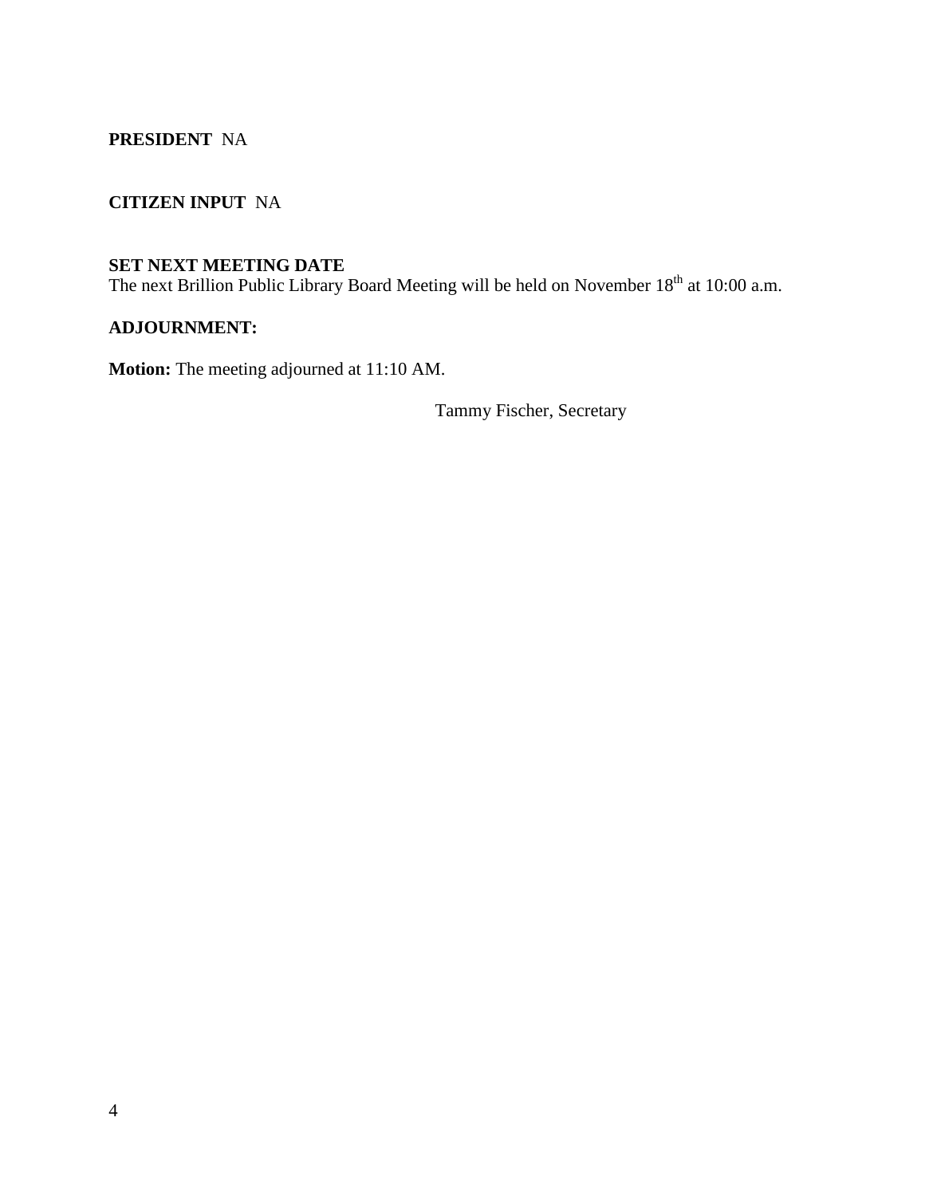**PRESIDENT** NA

**CITIZEN INPUT** NA

**SET NEXT MEETING DATE**
The next Brillion Public Library Board Meeting will be held on November 18th at 10:00 a.m.

**ADJOURNMENT:**

**Motion:** The meeting adjourned at 11:10 AM.

Tammy Fischer, Secretary